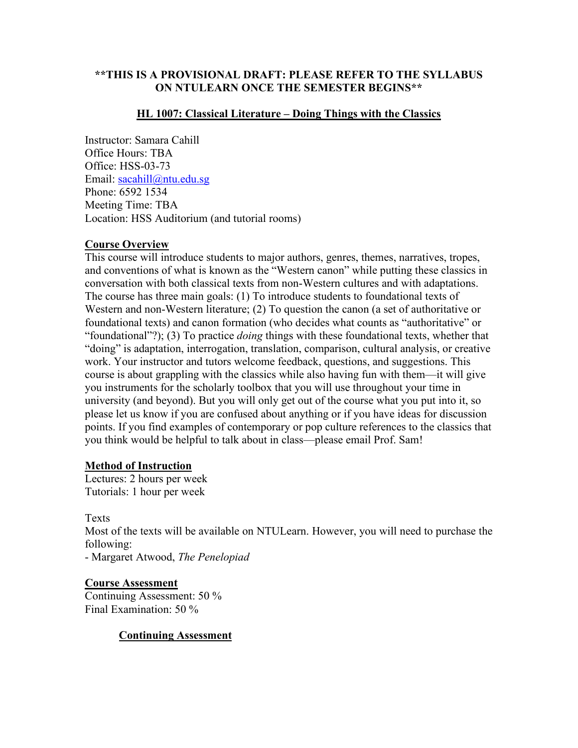**\*\*THIS IS A PROVISIONAL DRAFT: PLEASE REFER TO THE SYLLABUS ON NTULEARN ONCE THE SEMESTER BEGINS\*\***

# HL 1007: Classical Literature – Doing Things with the Classics

Instructor: Samara Cahill
Office Hours: TBA
Office: HSS-03-73
Email: sacahill@ntu.edu.sg
Phone: 6592 1534
Meeting Time: TBA
Location: HSS Auditorium (and tutorial rooms)

## Course Overview

This course will introduce students to major authors, genres, themes, narratives, tropes, and conventions of what is known as the "Western canon" while putting these classics in conversation with both classical texts from non-Western cultures and with adaptations. The course has three main goals: (1) To introduce students to foundational texts of Western and non-Western literature; (2) To question the canon (a set of authoritative or foundational texts) and canon formation (who decides what counts as "authoritative" or "foundational"?); (3) To practice *doing* things with these foundational texts, whether that "doing" is adaptation, interrogation, translation, comparison, cultural analysis, or creative work. Your instructor and tutors welcome feedback, questions, and suggestions. This course is about grappling with the classics while also having fun with them—it will give you instruments for the scholarly toolbox that you will use throughout your time in university (and beyond). But you will only get out of the course what you put into it, so please let us know if you are confused about anything or if you have ideas for discussion points. If you find examples of contemporary or pop culture references to the classics that you think would be helpful to talk about in class—please email Prof. Sam!

## Method of Instruction

Lectures: 2 hours per week
Tutorials: 1 hour per week

Texts
Most of the texts will be available on NTULearn. However, you will need to purchase the following:
- Margaret Atwood, *The Penelopiad*

## Course Assessment

Continuing Assessment: 50 %
Final Examination: 50 %

### Continuing Assessment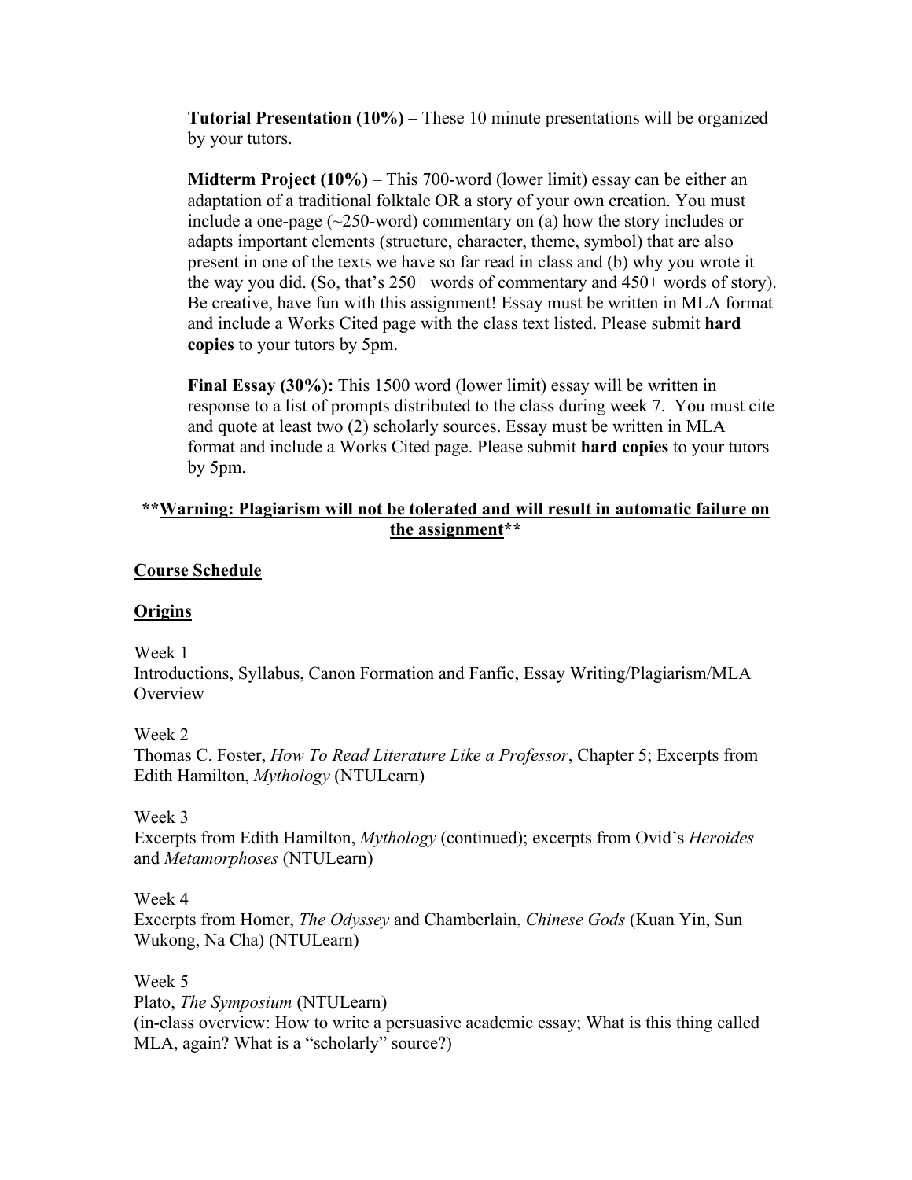**Tutorial Presentation (10%) –** These 10 minute presentations will be organized by your tutors.

**Midterm Project (10%)** – This 700-word (lower limit) essay can be either an adaptation of a traditional folktale OR a story of your own creation. You must include a one-page (~250-word) commentary on (a) how the story includes or adapts important elements (structure, character, theme, symbol) that are also present in one of the texts we have so far read in class and (b) why you wrote it the way you did. (So, that's 250+ words of commentary and 450+ words of story). Be creative, have fun with this assignment! Essay must be written in MLA format and include a Works Cited page with the class text listed. Please submit **hard copies** to your tutors by 5pm.

**Final Essay (30%):** This 1500 word (lower limit) essay will be written in response to a list of prompts distributed to the class during week 7. You must cite and quote at least two (2) scholarly sources. Essay must be written in MLA format and include a Works Cited page. Please submit **hard copies** to your tutors by 5pm.

**\*\*<u>Warning: Plagiarism will not be tolerated and will result in automatic failure on the assignment</u>\*\***

## <u>Course Schedule</u>

### <u>Origins</u>

Week 1
Introductions, Syllabus, Canon Formation and Fanfic, Essay Writing/Plagiarism/MLA Overview

Week 2
Thomas C. Foster, *How To Read Literature Like a Professor*, Chapter 5; Excerpts from Edith Hamilton, *Mythology* (NTULearn)

Week 3
Excerpts from Edith Hamilton, *Mythology* (continued); excerpts from Ovid's *Heroides* and *Metamorphoses* (NTULearn)

Week 4
Excerpts from Homer, *The Odyssey* and Chamberlain, *Chinese Gods* (Kuan Yin, Sun Wukong, Na Cha) (NTULearn)

Week 5
Plato, *The Symposium* (NTULearn)
(in-class overview: How to write a persuasive academic essay; What is this thing called MLA, again? What is a "scholarly" source?)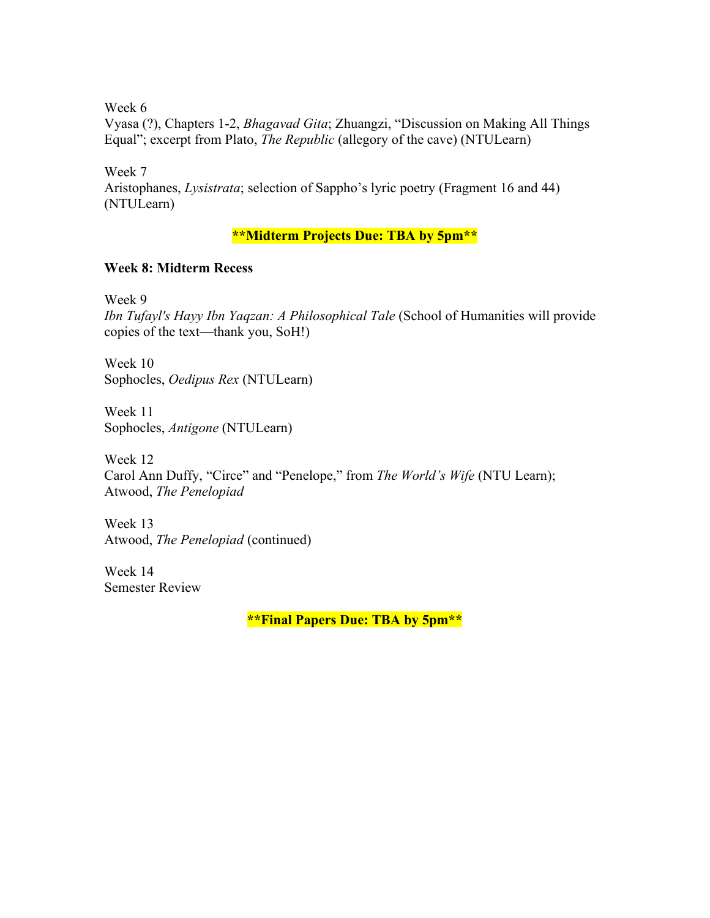Week 6
Vyasa (?), Chapters 1-2, *Bhagavad Gita*; Zhuangzi, "Discussion on Making All Things Equal"; excerpt from Plato, *The Republic* (allegory of the cave) (NTULearn)

Week 7
Aristophanes, *Lysistrata*; selection of Sappho's lyric poetry (Fragment 16 and 44) (NTULearn)

**\*\*Midterm Projects Due: TBA by 5pm\*\***

**Week 8: Midterm Recess**

Week 9
*Ibn Tufayl's Hayy Ibn Yaqzan: A Philosophical Tale* (School of Humanities will provide copies of the text—thank you, SoH!)

Week 10
Sophocles, *Oedipus Rex* (NTULearn)

Week 11
Sophocles, *Antigone* (NTULearn)

Week 12
Carol Ann Duffy, "Circe" and "Penelope," from *The World's Wife* (NTU Learn); Atwood, *The Penelopiad*

Week 13
Atwood, *The Penelopiad* (continued)

Week 14
Semester Review

**\*\*Final Papers Due: TBA by 5pm\*\***